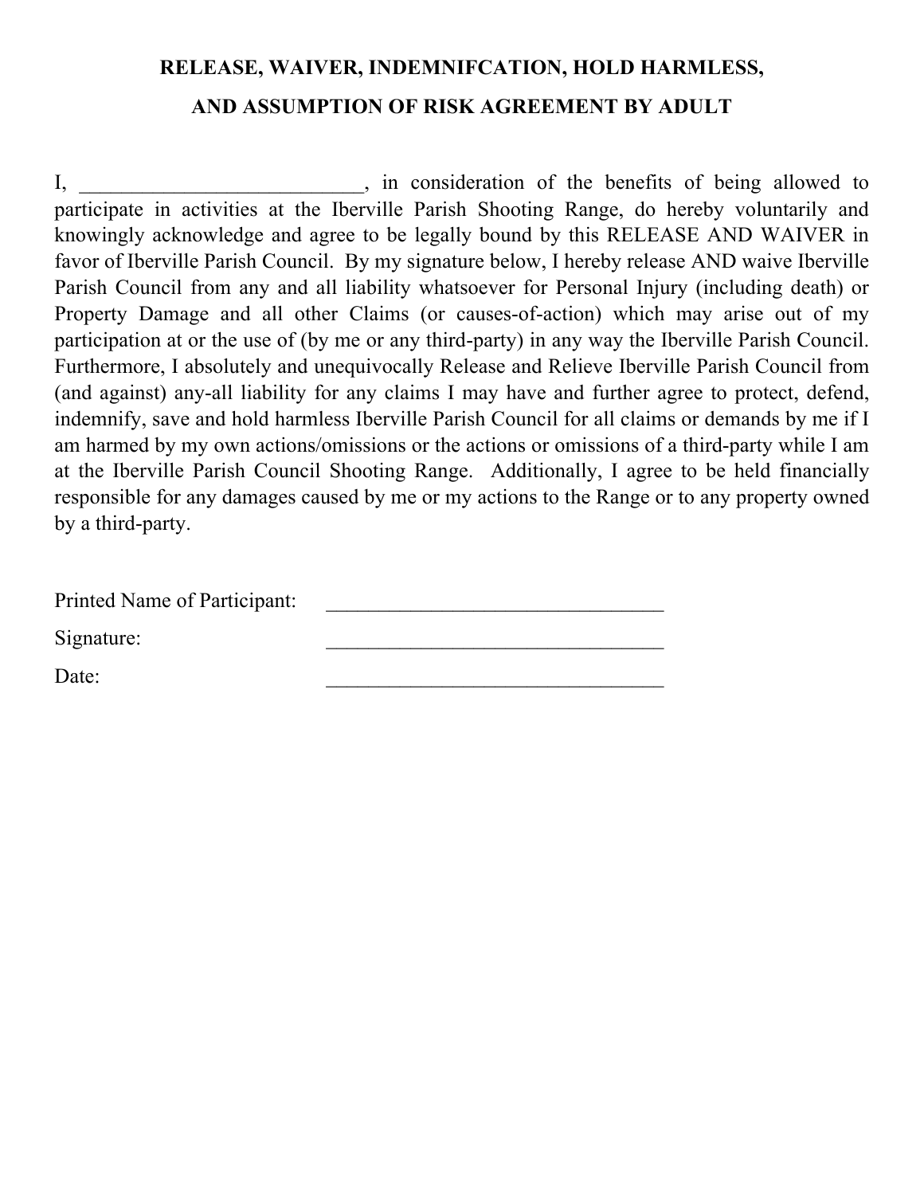**RELEASE, WAIVER, INDEMNIFCATION, HOLD HARMLESS,**

**AND ASSUMPTION OF RISK AGREEMENT BY ADULT**

I, ___________________________, in consideration of the benefits of being allowed to participate in activities at the Iberville Parish Shooting Range, do hereby voluntarily and knowingly acknowledge and agree to be legally bound by this RELEASE AND WAIVER in favor of Iberville Parish Council. By my signature below, I hereby release AND waive Iberville Parish Council from any and all liability whatsoever for Personal Injury (including death) or Property Damage and all other Claims (or causes-of-action) which may arise out of my participation at or the use of (by me or any third-party) in any way the Iberville Parish Council. Furthermore, I absolutely and unequivocally Release and Relieve Iberville Parish Council from (and against) any-all liability for any claims I may have and further agree to protect, defend, indemnify, save and hold harmless Iberville Parish Council for all claims or demands by me if I am harmed by my own actions/omissions or the actions or omissions of a third-party while I am at the Iberville Parish Council Shooting Range. Additionally, I agree to be held financially responsible for any damages caused by me or my actions to the Range or to any property owned by a third-party.

Printed Name of Participant: _________________________________

Signature: _________________________________

Date: _________________________________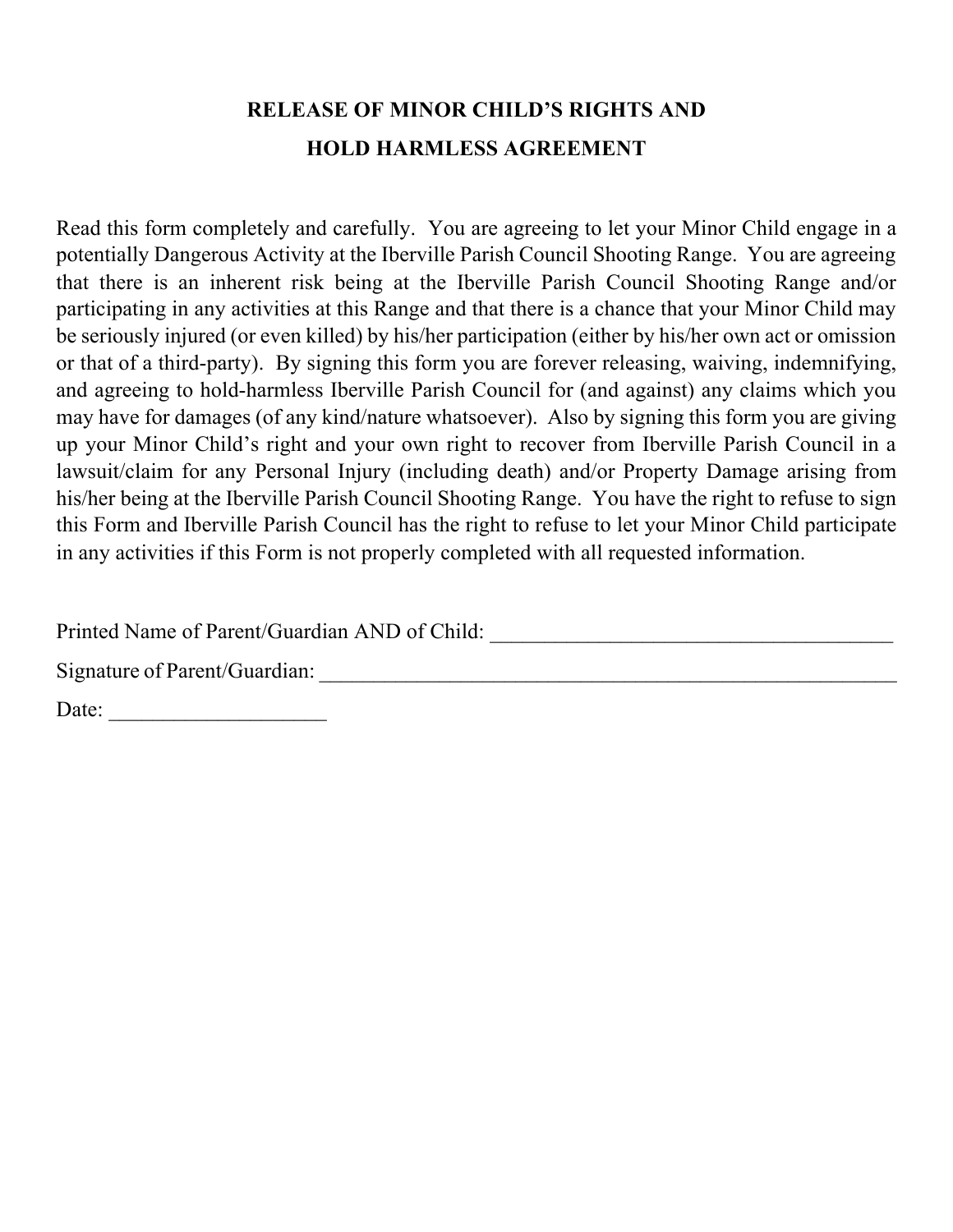# RELEASE OF MINOR CHILD'S RIGHTS AND HOLD HARMLESS AGREEMENT

Read this form completely and carefully. You are agreeing to let your Minor Child engage in a potentially Dangerous Activity at the Iberville Parish Council Shooting Range. You are agreeing that there is an inherent risk being at the Iberville Parish Council Shooting Range and/or participating in any activities at this Range and that there is a chance that your Minor Child may be seriously injured (or even killed) by his/her participation (either by his/her own act or omission or that of a third-party). By signing this form you are forever releasing, waiving, indemnifying, and agreeing to hold-harmless Iberville Parish Council for (and against) any claims which you may have for damages (of any kind/nature whatsoever). Also by signing this form you are giving up your Minor Child's right and your own right to recover from Iberville Parish Council in a lawsuit/claim for any Personal Injury (including death) and/or Property Damage arising from his/her being at the Iberville Parish Council Shooting Range. You have the right to refuse to sign this Form and Iberville Parish Council has the right to refuse to let your Minor Child participate in any activities if this Form is not properly completed with all requested information.

Printed Name of Parent/Guardian AND of Child: ______________________________________

Signature of Parent/Guardian: ________________________________________________________

Date: ____________________